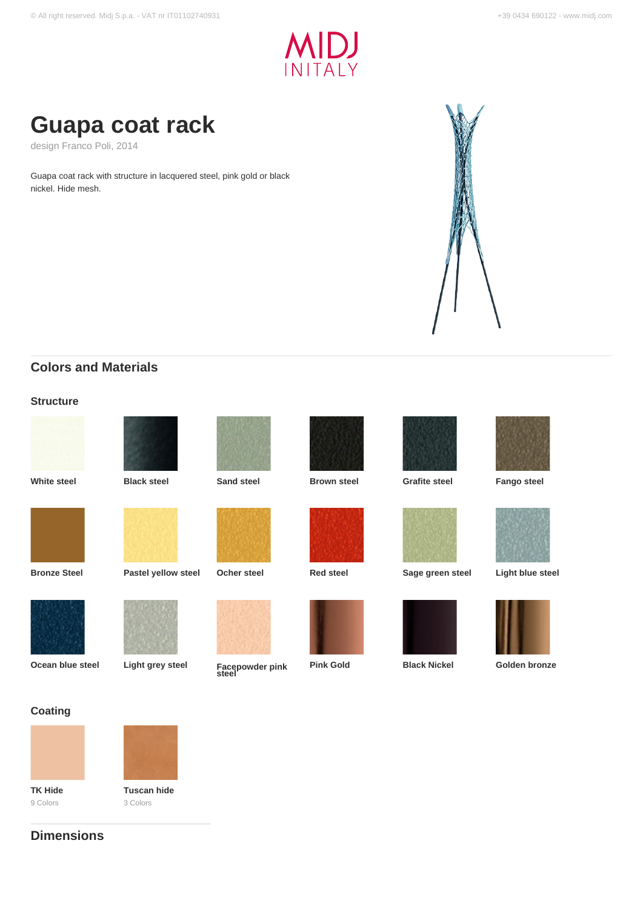# Guapa coat rack

design Franco Poli, 2014

Guapa coat rack with structure in lacquered steel, pink gold or black nickel. Hide mesh.

## Colors and Materials

### Structure

- White steel
- Black steel
- Sand steel
- Brown steel
- Grafite steel
- Fango steel
- Bronze Steel
- Pastel yellow steel
- Ocher steel
- Red steel
- Sage green steel
- Light blue steel
- Ocean blue steel
- Light grey steel
- Facepowder pink steel
- Pink Gold
- Black Nickel
- Golden bronze

### Coating

- **TK Hide** – 9 Colors
- **Tuscan hide** – 3 Colors

## Dimensions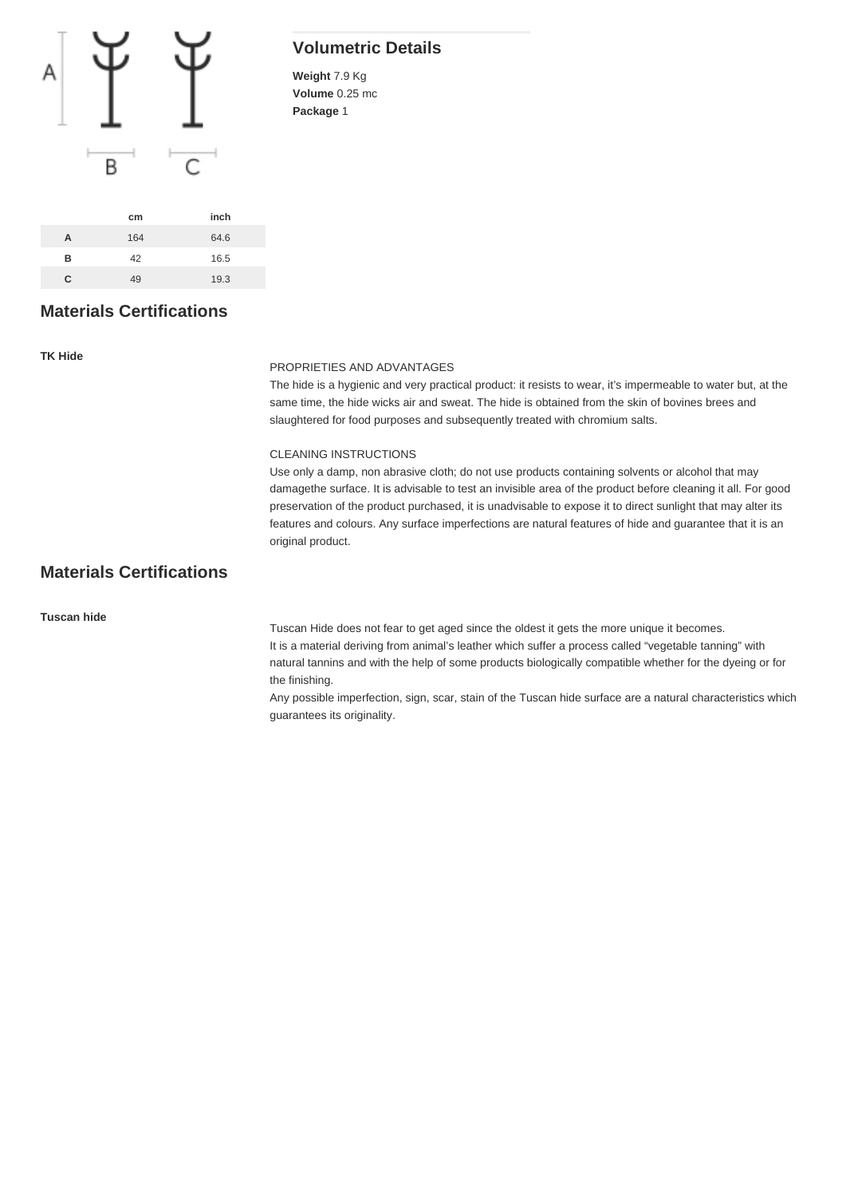A

B

C

| | cm | inch |
|---|---|---|
| A | 164 | 64.6 |
| B | 42 | 16.5 |
| C | 49 | 19.3 |

## Volumetric Details

**Weight** 7.9 Kg
**Volume** 0.25 mc
**Package** 1

## Materials Certifications

**TK Hide**

PROPRIETIES AND ADVANTAGES
The hide is a hygienic and very practical product: it resists to wear, it's impermeable to water but, at the same time, the hide wicks air and sweat. The hide is obtained from the skin of bovines brees and slaughtered for food purposes and subsequently treated with chromium salts.

CLEANING INSTRUCTIONS
Use only a damp, non abrasive cloth; do not use products containing solvents or alcohol that may damagethe surface. It is advisable to test an invisible area of the product before cleaning it all. For good preservation of the product purchased, it is unadvisable to expose it to direct sunlight that may alter its features and colours. Any surface imperfections are natural features of hide and guarantee that it is an original product.

## Materials Certifications

**Tuscan hide**

Tuscan Hide does not fear to get aged since the oldest it gets the more unique it becomes.
It is a material deriving from animal's leather which suffer a process called "vegetable tanning" with natural tannins and with the help of some products biologically compatible whether for the dyeing or for the finishing.
Any possible imperfection, sign, scar, stain of the Tuscan hide surface are a natural characteristics which guarantees its originality.